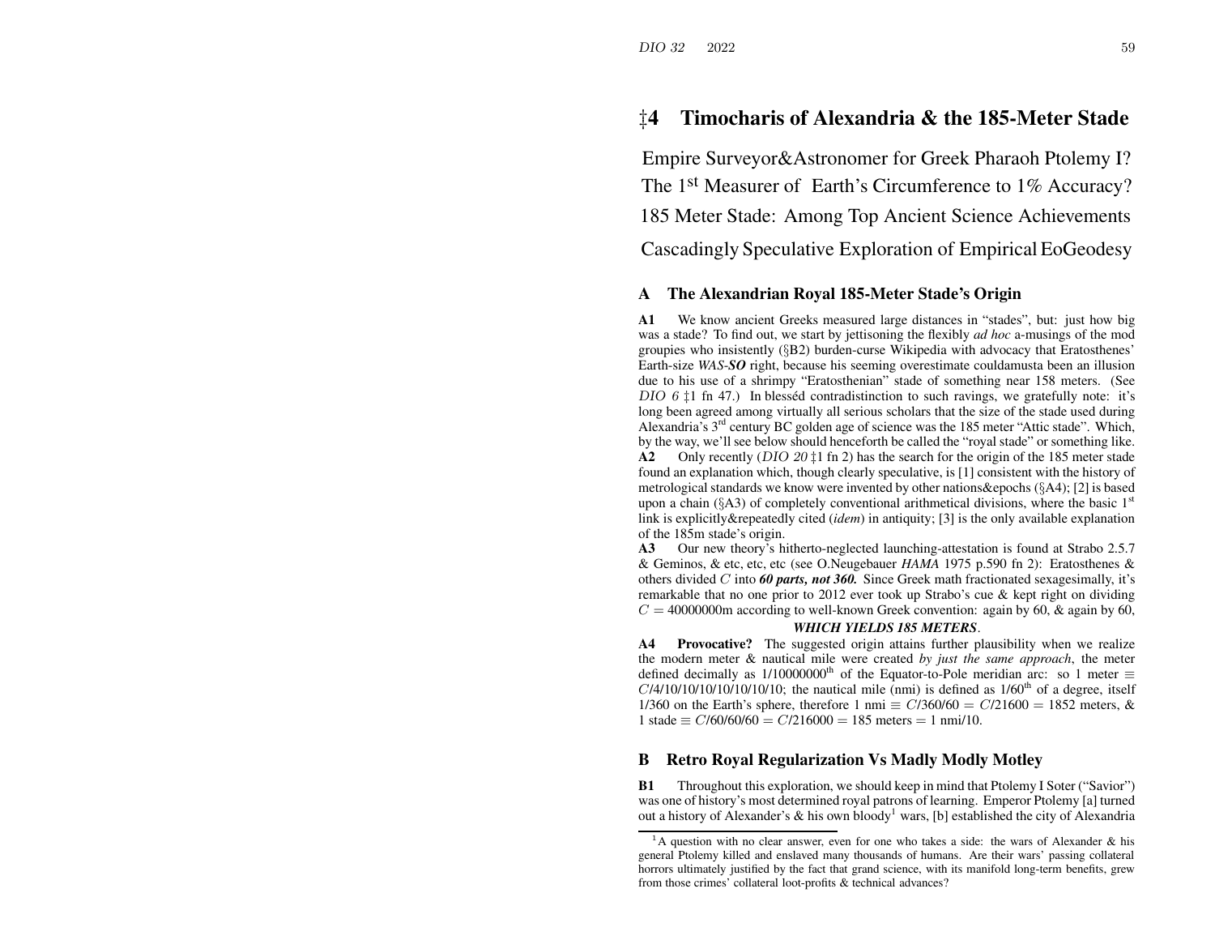# ‡4 Timocharis of Alexandria & the 185-Meter Stade

Empire Surveyor&Astronomer for Greek Pharaoh Ptolemy I?

The 1st Measurer of Earth's Circumference to 1% Accuracy?

185 Meter Stade: Among Top Ancient Science Achievements

Cascadingly Speculative Exploration of Empirical EoGeodesy

## A The Alexandrian Royal 185-Meter Stade's Origin

**A1** We know ancient Greeks measured large distances in "stades", but: just how big was a stade? To find out, we start by jettisoning the flexibly *ad hoc* a-musings of the mod groupies who insistently (§B2) burden-curse Wikipedia with advocacy that Eratosthenes' Earth-size ***WAS-SO*** right, because his seeming overestimate couldamusta been an illusion due to his use of a shrimpy "Eratosthenian" stade of something near 158 meters. (See *DIO 6* ‡1 fn 47.) In blesséd contradistinction to such ravings, we gratefully note: it's long been agreed among virtually all serious scholars that the size of the stade used during Alexandria's 3rd century BC golden age of science was the 185 meter "Attic stade". Which, by the way, we'll see below should henceforth be called the "royal stade" or something like.

**A2** Only recently (*DIO 20* ‡1 fn 2) has the search for the origin of the 185 meter stade found an explanation which, though clearly speculative, is [1] consistent with the history of metrological standards we know were invented by other nations&epochs (§A4); [2] is based upon a chain (§A3) of completely conventional arithmetical divisions, where the basic 1st link is explicitly&repeatedly cited (*idem*) in antiquity; [3] is the only available explanation of the 185m stade's origin.

**A3** Our new theory's hitherto-neglected launching-attestation is found at Strabo 2.5.7 & Geminos, & etc, etc, etc (see O.Neugebauer *HAMA* 1975 p.590 fn 2): Eratosthenes & others divided $C$ into ***60 parts, not 360.*** Since Greek math fractionated sexagesimally, it's remarkable that no one prior to 2012 ever took up Strabo's cue & kept right on dividing $C = 40000000$m according to well-known Greek convention: again by 60, & again by 60,

***WHICH YIELDS 185 METERS***.

**A4** **Provocative?** The suggested origin attains further plausibility when we realize the modern meter & nautical mile were created *by just the same approach*, the meter defined decimally as 1/10000000th of the Equator-to-Pole meridian arc: so 1 meter $\equiv C/4/10/10/10/10/10/10/10$; the nautical mile (nmi) is defined as 1/60th of a degree, itself 1/360 on the Earth's sphere, therefore 1 nmi $\equiv C/360/60 = C/21600 = 1852$ meters, & 1 stade $\equiv C/60/60/60 = C/216000 = 185$ meters $= 1$ nmi/10.

## B Retro Royal Regularization Vs Madly Modly Motley

**B1** Throughout this exploration, we should keep in mind that Ptolemy I Soter ("Savior") was one of history's most determined royal patrons of learning. Emperor Ptolemy [a] turned out a history of Alexander's & his own bloody[1] wars, [b] established the city of Alexandria

[1] A question with no clear answer, even for one who takes a side: the wars of Alexander & his general Ptolemy killed and enslaved many thousands of humans. Are their wars' passing collateral horrors ultimately justified by the fact that grand science, with its manifold long-term benefits, grew from those crimes' collateral loot-profits & technical advances?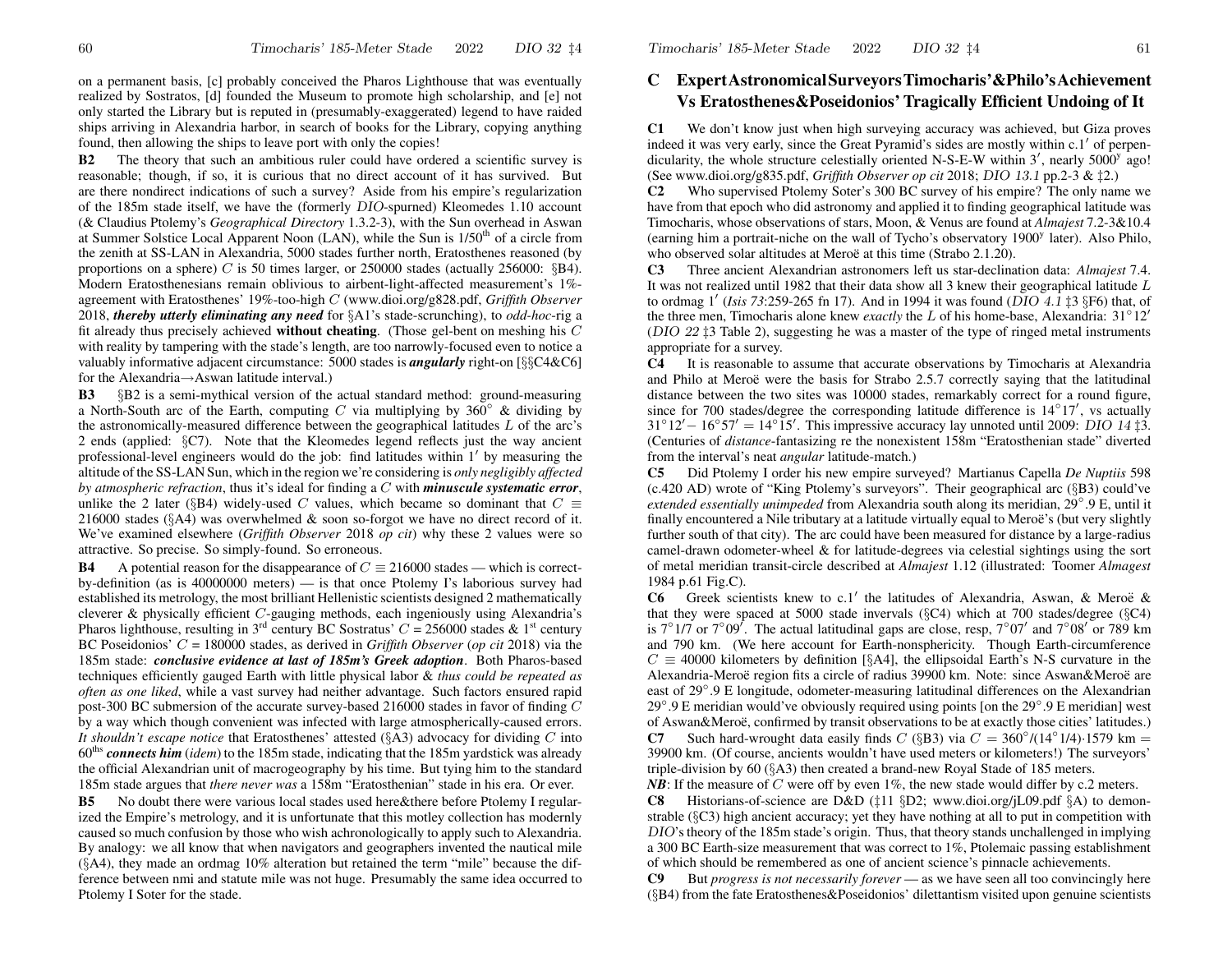on a permanent basis, [c] probably conceived the Pharos Lighthouse that was eventually realized by Sostratos, [d] founded the Museum to promote high scholarship, and [e] not only started the Library but is reputed in (presumably-exaggerated) legend to have raided ships arriving in Alexandria harbor, in search of books for the Library, copying anything found, then allowing the ships to leave port with only the copies!

**B2** The theory that such an ambitious ruler could have ordered a scientific survey is reasonable; though, if so, it is curious that no direct account of it has survived. But are there nondirect indications of such a survey? Aside from his empire's regularization of the 185m stade itself, we have the (formerly *DIO*-spurned) Kleomedes 1.10 account (& Claudius Ptolemy's *Geographical Directory* 1.3.2-3), with the Sun overhead in Aswan at Summer Solstice Local Apparent Noon (LAN), while the Sun is 1/50th of a circle from the zenith at SS-LAN in Alexandria, 5000 stades further north, Eratosthenes reasoned (by proportions on a sphere) $C$ is 50 times larger, or 250000 stades (actually 256000: §B4). Modern Eratosthenesians remain oblivious to airbent-light-affected measurement's 1%-agreement with Eratosthenes' 19%-too-high $C$ (www.dioi.org/g828.pdf, *Griffith Observer* 2018, ***thereby utterly eliminating any need*** for §A1's stade-scrunching), to *odd-hoc*-rig a fit already thus precisely achieved **without cheating**. (Those gel-bent on meshing his $C$ with reality by tampering with the stade's length, are too narrowly-focused even to notice a valuably informative adjacent circumstance: 5000 stades is ***angularly*** right-on [§§C4&C6] for the Alexandria→Aswan latitude interval.)

**B3** §B2 is a semi-mythical version of the actual standard method: ground-measuring a North-South arc of the Earth, computing $C$ via multiplying by 360° & dividing by the astronomically-measured difference between the geographical latitudes $L$ of the arc's 2 ends (applied: §C7). Note that the Kleomedes legend reflects just the way ancient professional-level engineers would do the job: find latitudes within 1′ by measuring the altitude of the SS-LAN Sun, which in the region we're considering is *only negligibly affected by atmospheric refraction*, thus it's ideal for finding a $C$ with ***minuscule systematic error***, unlike the 2 later (§B4) widely-used $C$ values, which became so dominant that $C \equiv 216000$ stades (§A4) was overwhelmed & soon so-forgot we have no direct record of it. We've examined elsewhere (*Griffith Observer* 2018 *op cit*) why these 2 values were so attractive. So precise. So simply-found. So erroneous.

**B4** A potential reason for the disappearance of $C \equiv 216000$ stades — which is correct-by-definition (as is 40000000 meters) — is that once Ptolemy I's laborious survey had established its metrology, the most brilliant Hellenistic scientists designed 2 mathematically cleverer & physically efficient $C$-gauging methods, each ingeniously using Alexandria's Pharos lighthouse, resulting in 3rd century BC Sostratus' $C = 250000$ stades & 1st century BC Poseidonios' $C = 180000$ stades, as derived in *Griffith Observer* (*op cit* 2018) via the 185m stade: ***conclusive evidence at last of 185m's Greek adoption***. Both Pharos-based techniques efficiently gauged Earth with little physical labor & *thus could be repeated as often as one liked*, while a vast survey had neither advantage. Such factors ensured rapid post-300 BC submersion of the accurate survey-based 216000 stades in favor of finding $C$ by a way which though convenient was infected with large atmospherically-caused errors. *It shouldn't escape notice* that Eratosthenes' attested (§A3) advocacy for dividing $C$ into 60ths ***connects him*** (*idem*) to the 185m stade, indicating that the 185m yardstick was already the official Alexandrian unit of macrogeography by his time. But tying him to the standard 185m stade argues that *there never was* a 158m "Eratosthenian" stade in his era. Or ever.

**B5** No doubt there were various local stades used here&there before Ptolemy I regularized the Empire's metrology, and it is unfortunate that this motley collection has modernly caused so much confusion by those who wish achronologically to apply such to Alexandria. By analogy: we all know that when navigators and geographers invented the nautical mile (§A4), they made an ordmag 10% alteration but retained the term "mile" because the difference between nmi and statute mile was not huge. Presumably the same idea occurred to Ptolemy I Soter for the stade.

## C Expert Astronomical Surveyors Timocharis' & Philo's Achievement Vs Eratosthenes & Poseidonios' Tragically Efficient Undoing of It

**C1** We don't know just when high surveying accuracy was achieved, but Giza proves indeed it was very early, since the Great Pyramid's sides are mostly within c.1′ of perpendicularity, the whole structure celestially oriented N-S-E-W within 3′, nearly 5000y ago! (See www.dioi.org/g835.pdf, *Griffith Observer op cit* 2018; *DIO 13.1* pp.2-3 & ‡2.)

**C2** Who supervised Ptolemy Soter's 300 BC survey of his empire? The only name we have from that epoch who did astronomy and applied it to finding geographical latitude was Timocharis, whose observations of stars, Moon, & Venus are found at *Almajest* 7.2-3&10.4 (earning him a portrait-niche on the wall of Tycho's observatory 1900y later). Also Philo, who observed solar altitudes at Meroë at this time (Strabo 2.1.20).

**C3** Three ancient Alexandrian astronomers left us star-declination data: *Almajest* 7.4. It was not realized until 1982 that their data show all 3 knew their geographical latitude $L$ to ordmag 1′ (*Isis 73*:259-265 fn 17). And in 1994 it was found (*DIO 4.1* ‡3 §F6) that, of the three men, Timocharis alone knew *exactly* the $L$ of his home-base, Alexandria: 31°12′ (*DIO 22* ‡3 Table 2), suggesting he was a master of the type of ringed metal instruments appropriate for a survey.

**C4** It is reasonable to assume that accurate observations by Timocharis at Alexandria and Philo at Meroë were the basis for Strabo 2.5.7 correctly saying that the latitudinal distance between the two sites was 10000 stades, remarkably correct for a round figure, since for 700 stades/degree the corresponding latitude difference is 14°17′, vs actually 31°12′ − 16°57′ = 14°15′. This impressive accuracy lay unnoted until 2009: *DIO 14* ‡3. (Centuries of *distance*-fantasizing re the nonexistent 158m "Eratosthenian stade" diverted from the interval's neat *angular* latitude-match.)

**C5** Did Ptolemy I order his new empire surveyed? Martianus Capella *De Nuptiis* 598 (c.420 AD) wrote of "King Ptolemy's surveyors". Their geographical arc (§B3) could've *extended essentially unimpeded* from Alexandria south along its meridian, 29°.9 E, until it finally encountered a Nile tributary at a latitude virtually equal to Meroë's (but very slightly further south of that city). The arc could have been measured for distance by a large-radius camel-drawn odometer-wheel & for latitude-degrees via celestial sightings using the sort of metal meridian transit-circle described at *Almajest* 1.12 (illustrated: Toomer *Almagest* 1984 p.61 Fig.C).

**C6** Greek scientists knew to c.1′ the latitudes of Alexandria, Aswan, & Meroë & that they were spaced at 5000 stade invervals (§C4) which at 700 stades/degree (§C4) is 7°1/7 or 7°09′. The actual latitudinal gaps are close, resp, 7°07′ and 7°08′ or 789 km and 790 km. (We here account for Earth-nonsphericity. Though Earth-circumference $C \equiv 40000$ kilometers by definition [§A4], the ellipsoidal Earth's N-S curvature in the Alexandria-Meroë region fits a circle of radius 39900 km. Note: since Aswan&Meroë are east of 29°.9 E longitude, odometer-measuring latitudinal differences on the Alexandrian 29°.9 E meridian would've obviously required using points [on the 29°.9 E meridian] west of Aswan&Meroë, confirmed by transit observations to be at exactly those cities' latitudes.)

**C7** Such hard-wrought data easily finds $C$ (§B3) via $C = 360°/(14°1/4)\cdot 1579$ km = 39900 km. (Of course, ancients wouldn't have used meters or kilometers!) The surveyors' triple-division by 60 (§A3) then created a brand-new Royal Stade of 185 meters.

***NB***: If the measure of $C$ were off by even 1%, the new stade would differ by c.2 meters.

**C8** Historians-of-science are D&D (‡11 §D2; www.dioi.org/jL09.pdf §A) to demonstrable (§C3) high ancient accuracy; yet they have nothing at all to put in competition with *DIO*'s theory of the 185m stade's origin. Thus, that theory stands unchallenged in implying a 300 BC Earth-size measurement that was correct to 1%, Ptolemaic passing establishment of which should be remembered as one of ancient science's pinnacle achievements.

**C9** But *progress is not necessarily forever* — as we have seen all too convincingly here (§B4) from the fate Eratosthenes&Poseidonios' dilettantism visited upon genuine scientists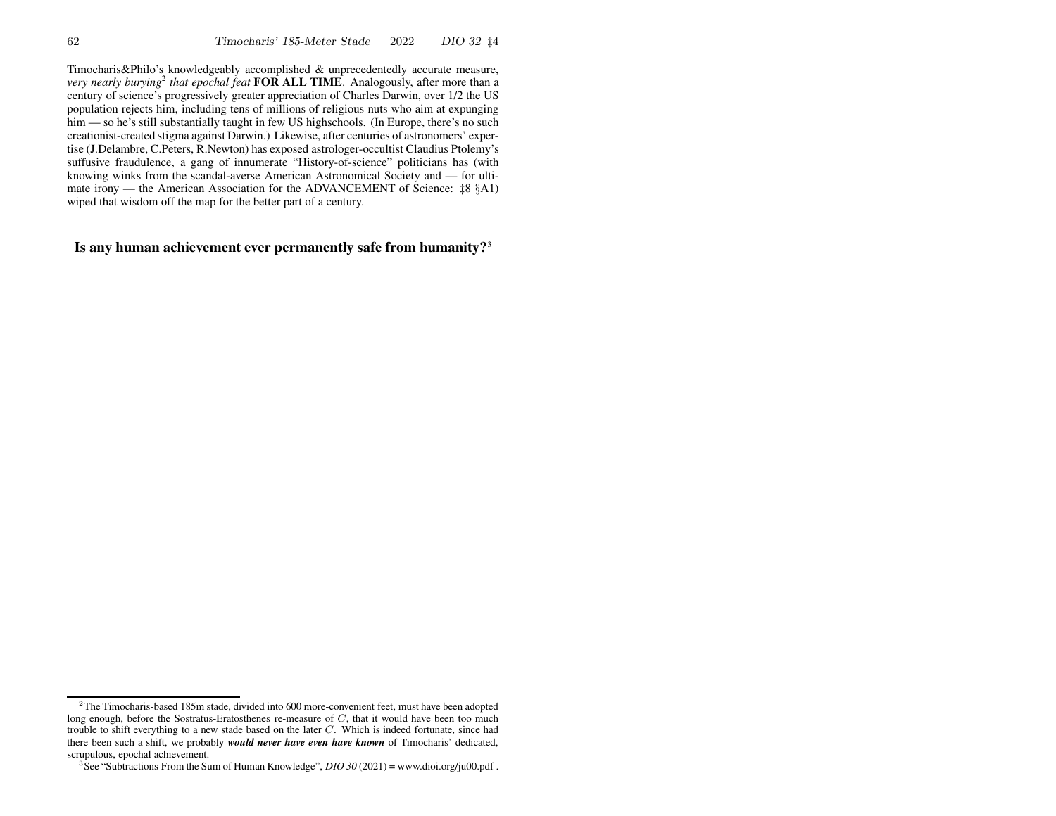Timocharis&Philo's knowledgeably accomplished & unprecedentedly accurate measure, *very nearly burying*[2] *that epochal feat* **FOR ALL TIME**. Analogously, after more than a century of science's progressively greater appreciation of Charles Darwin, over 1/2 the US population rejects him, including tens of millions of religious nuts who aim at expunging him — so he's still substantially taught in few US highschools. (In Europe, there's no such creationist-created stigma against Darwin.) Likewise, after centuries of astronomers' expertise (J.Delambre, C.Peters, R.Newton) has exposed astrologer-occultist Claudius Ptolemy's suffusive fraudulence, a gang of innumerate "History-of-science" politicians has (with knowing winks from the scandal-averse American Astronomical Society and — for ultimate irony — the American Association for the ADVANCEMENT of Science: ‡8 §A1) wiped that wisdom off the map for the better part of a century.

**Is any human achievement ever permanently safe from humanity?**[3]

---

[2] The Timocharis-based 185m stade, divided into 600 more-convenient feet, must have been adopted long enough, before the Sostratus-Eratosthenes re-measure of $C$, that it would have been too much trouble to shift everything to a new stade based on the later $C$. Which is indeed fortunate, since had there been such a shift, we probably ***would never have even have known*** of Timocharis' dedicated, scrupulous, epochal achievement.

[3] See "Subtractions From the Sum of Human Knowledge", *DIO 30* (2021) = www.dioi.org/ju00.pdf .